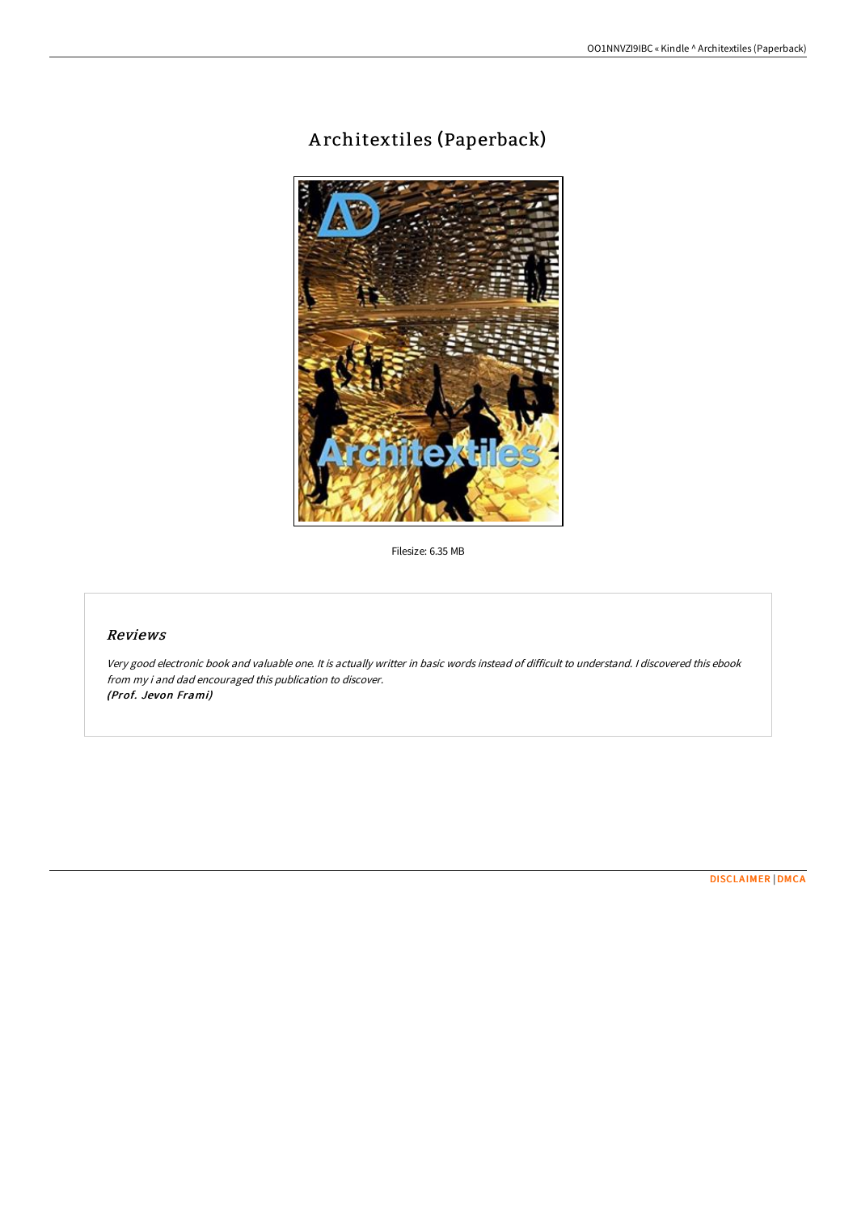# Architextiles (Paperback)

Filesize: 6.35 MB

## Reviews

*Very good electronic book and valuable one. It is actually writter in basic words instead of difficult to understand. I discovered this ebook from my i and dad encouraged this publication to discover.*
*(Prof. Jevon Frami)*

DISCLAIMER | DMCA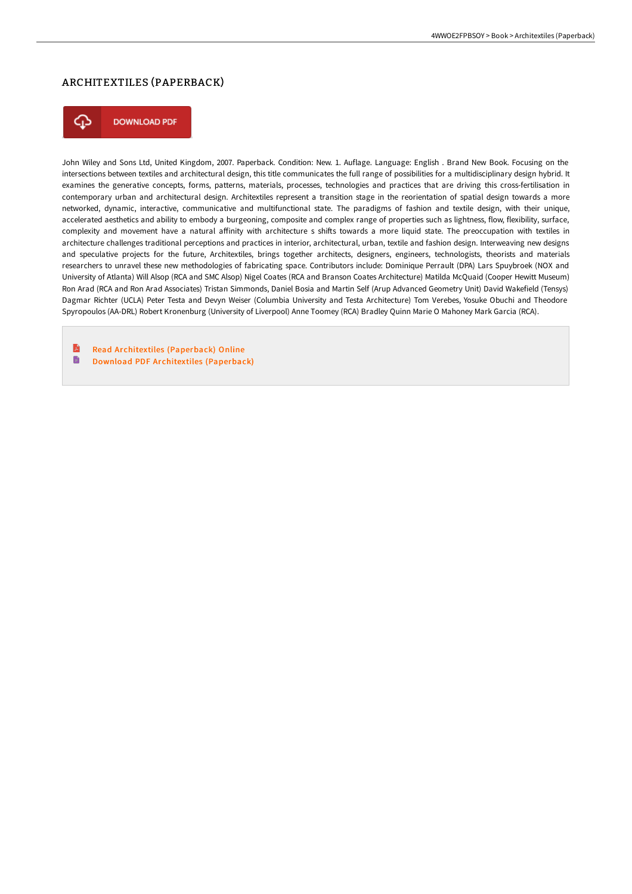# ARCHITEXTILES (PAPERBACK)

DOWNLOAD PDF

John Wiley and Sons Ltd, United Kingdom, 2007. Paperback. Condition: New. 1. Auflage. Language: English . Brand New Book. Focusing on the intersections between textiles and architectural design, this title communicates the full range of possibilities for a multidisciplinary design hybrid. It examines the generative concepts, forms, patterns, materials, processes, technologies and practices that are driving this cross-fertilisation in contemporary urban and architectural design. Architextiles represent a transition stage in the reorientation of spatial design towards a more networked, dynamic, interactive, communicative and multifunctional state. The paradigms of fashion and textile design, with their unique, accelerated aesthetics and ability to embody a burgeoning, composite and complex range of properties such as lightness, flow, flexibility, surface, complexity and movement have a natural affinity with architecture s shifts towards a more liquid state. The preoccupation with textiles in architecture challenges traditional perceptions and practices in interior, architectural, urban, textile and fashion design. Interweaving new designs and speculative projects for the future, Architextiles, brings together architects, designers, engineers, technologists, theorists and materials researchers to unravel these new methodologies of fabricating space. Contributors include: Dominique Perrault (DPA) Lars Spuybroek (NOX and University of Atlanta) Will Alsop (RCA and SMC Alsop) Nigel Coates (RCA and Branson Coates Architecture) Matilda McQuaid (Cooper Hewitt Museum) Ron Arad (RCA and Ron Arad Associates) Tristan Simmonds, Daniel Bosia and Martin Self (Arup Advanced Geometry Unit) David Wakefield (Tensys) Dagmar Richter (UCLA) Peter Testa and Devyn Weiser (Columbia University and Testa Architecture) Tom Verebes, Yosuke Obuchi and Theodore Spyropoulos (AA-DRL) Robert Kronenburg (University of Liverpool) Anne Toomey (RCA) Bradley Quinn Marie O Mahoney Mark Garcia (RCA).

- Read Architextiles (Paperback) Online
- Download PDF Architextiles (Paperback)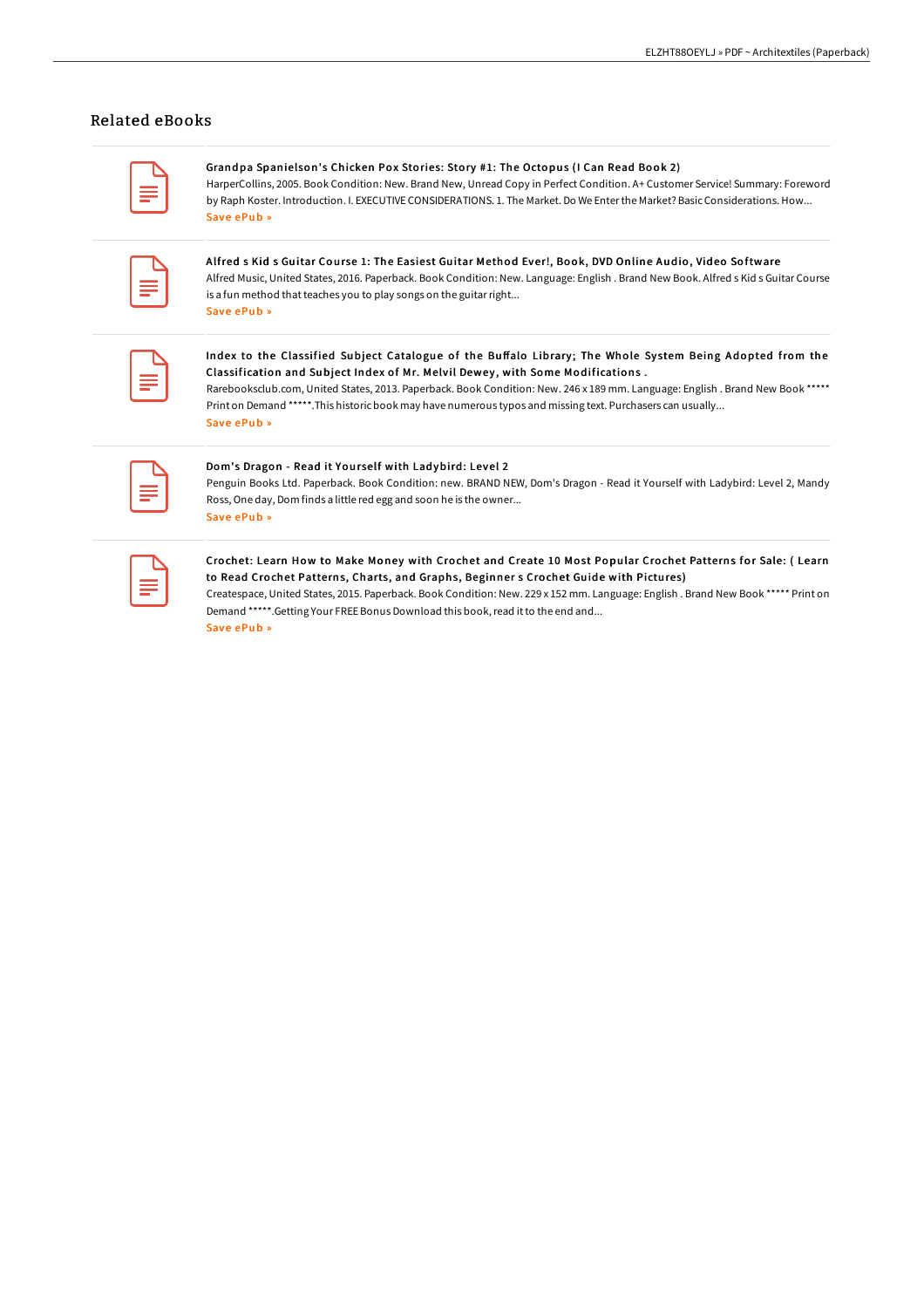## Related eBooks

**Grandpa Spanielson's Chicken Pox Stories: Story #1: The Octopus (I Can Read Book 2)**
HarperCollins, 2005. Book Condition: New. Brand New, Unread Copy in Perfect Condition. A+ Customer Service! Summary: Foreword by Raph Koster. Introduction. I. EXECUTIVE CONSIDERATIONS. 1. The Market. Do We Enter the Market? Basic Considerations. How...
Save ePub »

**Alfred s Kid s Guitar Course 1: The Easiest Guitar Method Ever!, Book, DVD Online Audio, Video Software**
Alfred Music, United States, 2016. Paperback. Book Condition: New. Language: English . Brand New Book. Alfred s Kid s Guitar Course is a fun method that teaches you to play songs on the guitar right...
Save ePub »

**Index to the Classified Subject Catalogue of the Buffalo Library; The Whole System Being Adopted from the Classification and Subject Index of Mr. Melvil Dewey, with Some Modifications .**
Rarebooksclub.com, United States, 2013. Paperback. Book Condition: New. 246 x 189 mm. Language: English . Brand New Book ***** Print on Demand *****.This historic book may have numerous typos and missing text. Purchasers can usually...
Save ePub »

**Dom's Dragon - Read it Yourself with Ladybird: Level 2**
Penguin Books Ltd. Paperback. Book Condition: new. BRAND NEW, Dom's Dragon - Read it Yourself with Ladybird: Level 2, Mandy Ross, One day, Dom finds a little red egg and soon he is the owner...
Save ePub »

**Crochet: Learn How to Make Money with Crochet and Create 10 Most Popular Crochet Patterns for Sale: ( Learn to Read Crochet Patterns, Charts, and Graphs, Beginner s Crochet Guide with Pictures)**
Createspace, United States, 2015. Paperback. Book Condition: New. 229 x 152 mm. Language: English . Brand New Book ***** Print on Demand *****.Getting Your FREE Bonus Download this book, read it to the end and...
Save ePub »